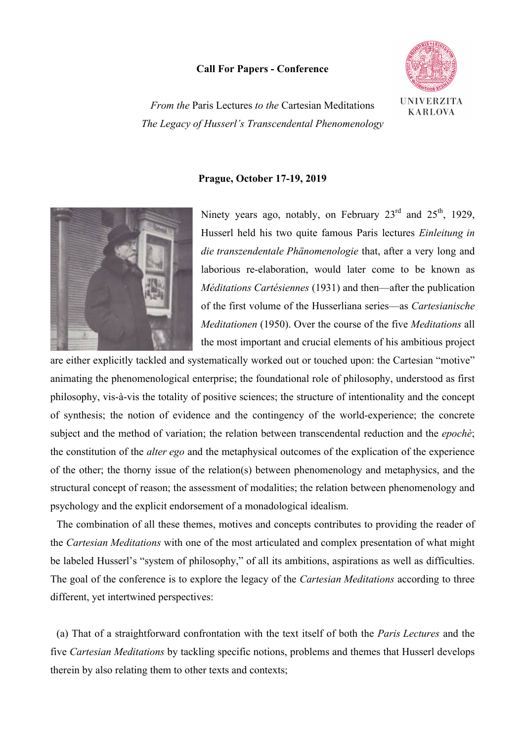**Call For Papers - Conference**

UNIVERZITA KARLOVA

*From the* Paris Lectures *to the* Cartesian Meditations
*The Legacy of Husserl's Transcendental Phenomenology*

**Prague, October 17-19, 2019**

Ninety years ago, notably, on February 23rd and 25th, 1929, Husserl held his two quite famous Paris lectures *Einleitung in die transzendentale Phänomenologie* that, after a very long and laborious re-elaboration, would later come to be known as *Méditations Cartésiennes* (1931) and then—after the publication of the first volume of the Husserliana series—as *Cartesianische Meditationen* (1950). Over the course of the five *Meditations* all the most important and crucial elements of his ambitious project are either explicitly tackled and systematically worked out or touched upon: the Cartesian "motive" animating the phenomenological enterprise; the foundational role of philosophy, understood as first philosophy, vis-à-vis the totality of positive sciences; the structure of intentionality and the concept of synthesis; the notion of evidence and the contingency of the world-experience; the concrete subject and the method of variation; the relation between transcendental reduction and the *epochè*; the constitution of the *alter ego* and the metaphysical outcomes of the explication of the experience of the other; the thorny issue of the relation(s) between phenomenology and metaphysics, and the structural concept of reason; the assessment of modalities; the relation between phenomenology and psychology and the explicit endorsement of a monadological idealism.

The combination of all these themes, motives and concepts contributes to providing the reader of the *Cartesian Meditations* with one of the most articulated and complex presentation of what might be labeled Husserl's "system of philosophy," of all its ambitions, aspirations as well as difficulties. The goal of the conference is to explore the legacy of the *Cartesian Meditations* according to three different, yet intertwined perspectives:

(a) That of a straightforward confrontation with the text itself of both the *Paris Lectures* and the five *Cartesian Meditations* by tackling specific notions, problems and themes that Husserl develops therein by also relating them to other texts and contexts;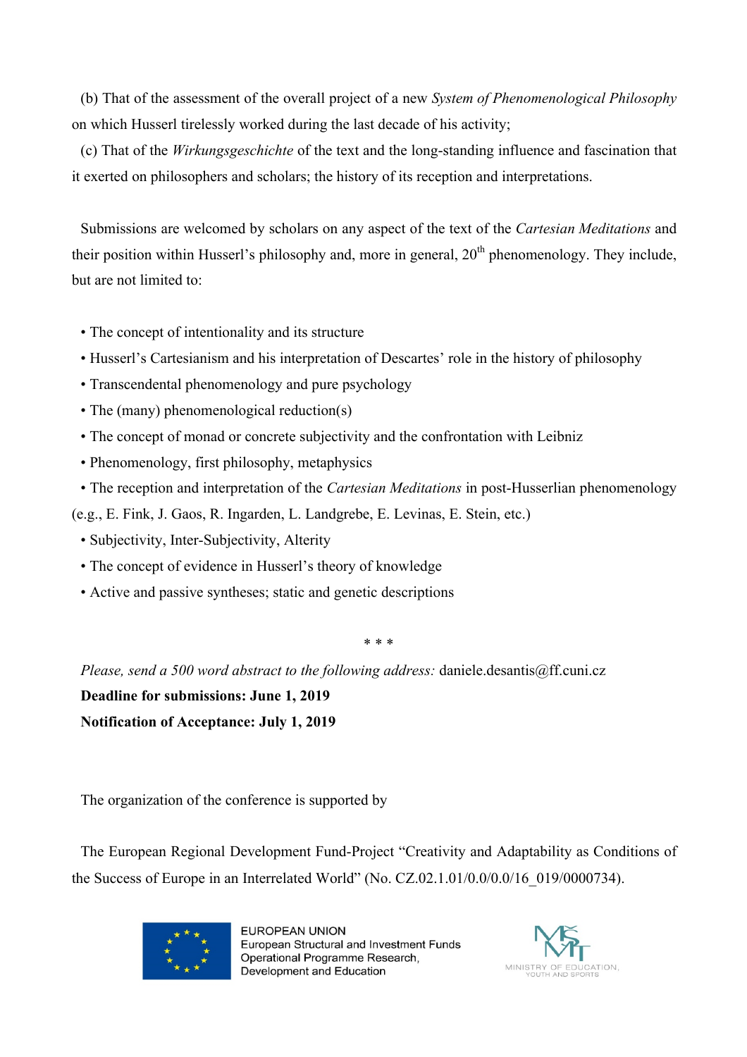(b) That of the assessment of the overall project of a new *System of Phenomenological Philosophy* on which Husserl tirelessly worked during the last decade of his activity;

(c) That of the *Wirkungsgeschichte* of the text and the long-standing influence and fascination that it exerted on philosophers and scholars; the history of its reception and interpretations.

Submissions are welcomed by scholars on any aspect of the text of the *Cartesian Meditations* and their position within Husserl's philosophy and, more in general, 20th phenomenology. They include, but are not limited to:

- The concept of intentionality and its structure
- Husserl's Cartesianism and his interpretation of Descartes' role in the history of philosophy
- Transcendental phenomenology and pure psychology
- The (many) phenomenological reduction(s)
- The concept of monad or concrete subjectivity and the confrontation with Leibniz
- Phenomenology, first philosophy, metaphysics
- The reception and interpretation of the *Cartesian Meditations* in post-Husserlian phenomenology (e.g., E. Fink, J. Gaos, R. Ingarden, L. Landgrebe, E. Levinas, E. Stein, etc.)
- Subjectivity, Inter-Subjectivity, Alterity
- The concept of evidence in Husserl's theory of knowledge
- Active and passive syntheses; static and genetic descriptions

\* \* \*

*Please, send a 500 word abstract to the following address:* daniele.desantis@ff.cuni.cz

**Deadline for submissions: June 1, 2019**

**Notification of Acceptance: July 1, 2019**

The organization of the conference is supported by

The European Regional Development Fund-Project "Creativity and Adaptability as Conditions of the Success of Europe in an Interrelated World" (No. CZ.02.1.01/0.0/0.0/16_019/0000734).

EUROPEAN UNION
European Structural and Investment Funds
Operational Programme Research, Development and Education

MINISTRY OF EDUCATION, YOUTH AND SPORTS